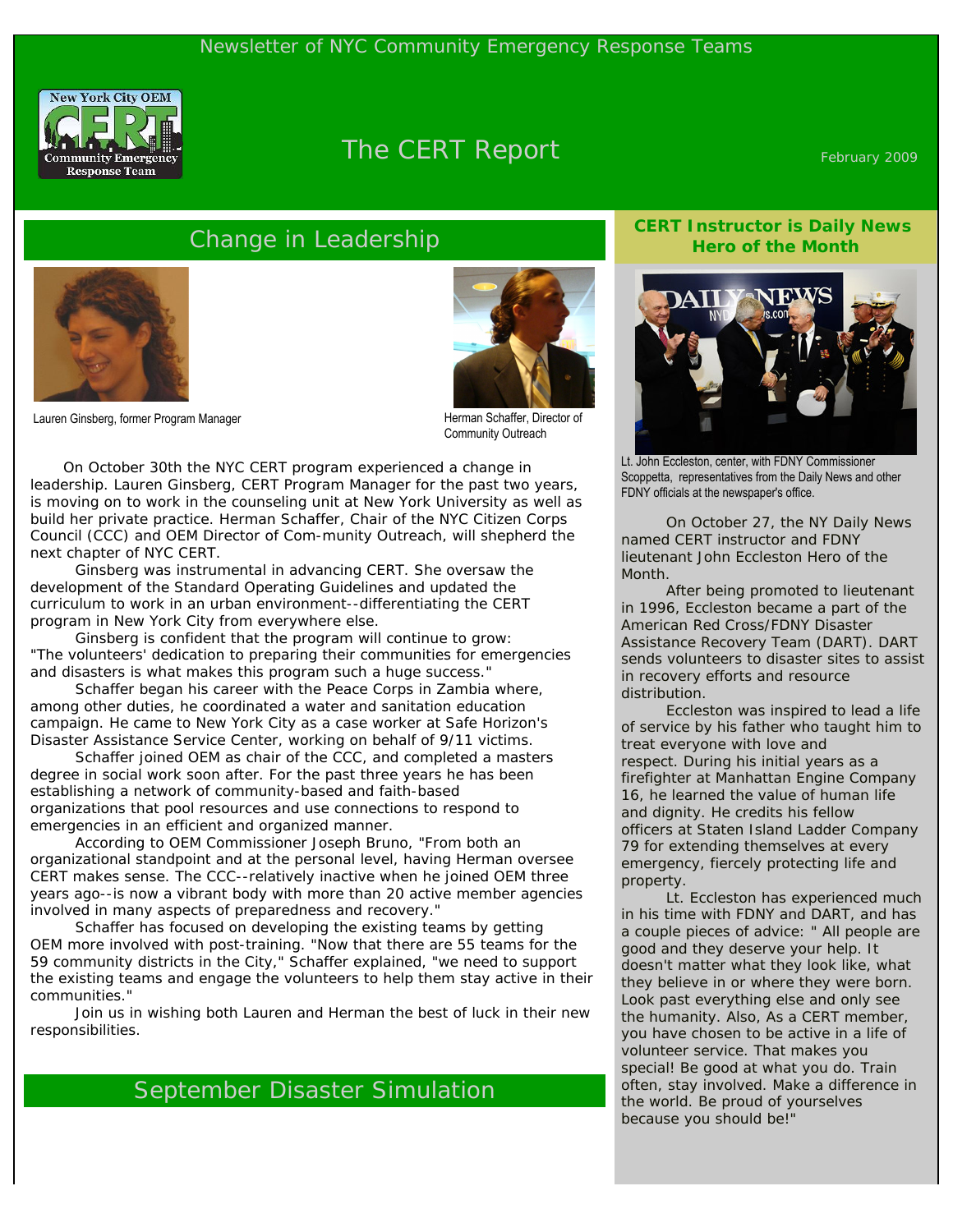Newsletter of NYC Community Emergency Response Teams

# The CERT Report

February 2009

## Change in Leadership

Lauren Ginsberg, former Program Manager

Herman Schaffer, Director of Community Outreach

On October 30th the NYC CERT program experienced a change in leadership. Lauren Ginsberg, CERT Program Manager for the past two years, is moving on to work in the counseling unit at New York University as well as build her private practice. Herman Schaffer, Chair of the NYC Citizen Corps Council (CCC) and OEM Director of Com-munity Outreach, will shepherd the next chapter of NYC CERT.

Ginsberg was instrumental in advancing CERT. She oversaw the development of the Standard Operating Guidelines and updated the curriculum to work in an urban environment--differentiating the CERT program in New York City from everywhere else.

Ginsberg is confident that the program will continue to grow: "The volunteers' dedication to preparing their communities for emergencies and disasters is what makes this program such a huge success."

Schaffer began his career with the Peace Corps in Zambia where, among other duties, he coordinated a water and sanitation education campaign. He came to New York City as a case worker at Safe Horizon's Disaster Assistance Service Center, working on behalf of 9/11 victims.

Schaffer joined OEM as chair of the CCC, and completed a masters degree in social work soon after. For the past three years he has been establishing a network of community-based and faith-based organizations that pool resources and use connections to respond to emergencies in an efficient and organized manner.

According to OEM Commissioner Joseph Bruno, "From both an organizational standpoint and at the personal level, having Herman oversee CERT makes sense. The CCC--relatively inactive when he joined OEM three years ago--is now a vibrant body with more than 20 active member agencies involved in many aspects of preparedness and recovery."

Schaffer has focused on developing the existing teams by getting OEM more involved with post-training. "Now that there are 55 teams for the 59 community districts in the City," Schaffer explained, "we need to support the existing teams and engage the volunteers to help them stay active in their communities."

Join us in wishing both Lauren and Herman the best of luck in their new responsibilities.

## September Disaster Simulation

## CERT Instructor is Daily News Hero of the Month

Lt. John Eccleston, center, with FDNY Commissioner Scoppetta, representatives from the Daily News and other FDNY officials at the newspaper's office.

On October 27, the NY Daily News named CERT instructor and FDNY lieutenant John Eccleston Hero of the Month.

After being promoted to lieutenant in 1996, Eccleston became a part of the American Red Cross/FDNY Disaster Assistance Recovery Team (DART). DART sends volunteers to disaster sites to assist in recovery efforts and resource distribution.

Eccleston was inspired to lead a life of service by his father who taught him to treat everyone with love and respect. During his initial years as a firefighter at Manhattan Engine Company 16, he learned the value of human life and dignity. He credits his fellow officers at Staten Island Ladder Company 79 for extending themselves at every emergency, fiercely protecting life and property.

Lt. Eccleston has experienced much in his time with FDNY and DART, and has a couple pieces of advice: " All people are good and they deserve your help. It doesn't matter what they look like, what they believe in or where they were born. Look past everything else and only see the humanity. Also, As a CERT member, you have chosen to be active in a life of volunteer service. That makes you special! Be good at what you do. Train often, stay involved. Make a difference in the world. Be proud of yourselves because you should be!"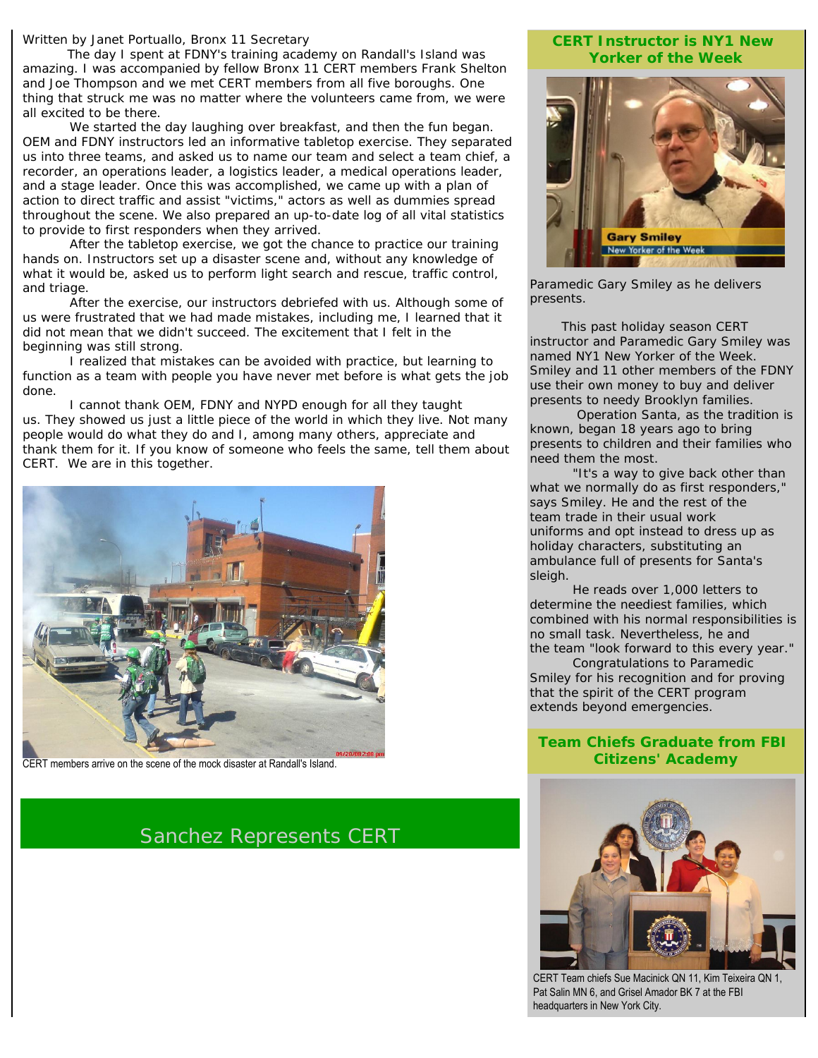Written by Janet Portuallo, Bronx 11 Secretary

The day I spent at FDNY's training academy on Randall's Island was amazing. I was accompanied by fellow Bronx 11 CERT members Frank Shelton and Joe Thompson and we met CERT members from all five boroughs. One thing that struck me was no matter where the volunteers came from, we were all excited to be there.

We started the day laughing over breakfast, and then the fun began. OEM and FDNY instructors led an informative tabletop exercise. They separated us into three teams, and asked us to name our team and select a team chief, a recorder, an operations leader, a logistics leader, a medical operations leader, and a stage leader. Once this was accomplished, we came up with a plan of action to direct traffic and assist "victims," actors as well as dummies spread throughout the scene. We also prepared an up-to-date log of all vital statistics to provide to first responders when they arrived.

After the tabletop exercise, we got the chance to practice our training hands on. Instructors set up a disaster scene and, without any knowledge of what it would be, asked us to perform light search and rescue, traffic control, and triage.

After the exercise, our instructors debriefed with us. Although some of us were frustrated that we had made mistakes, including me, I learned that it did not mean that we didn't succeed. The excitement that I felt in the beginning was still strong.

I realized that mistakes can be avoided with practice, but learning to function as a team with people you have never met before is what gets the job done.

I cannot thank OEM, FDNY and NYPD enough for all they taught us. They showed us just a little piece of the world in which they live. Not many people would do what they do and I, among many others, appreciate and thank them for it. If you know of someone who feels the same, tell them about CERT. We are in this together.

CERT members arrive on the scene of the mock disaster at Randall's Island.

## Sanchez Represents CERT

## CERT Instructor is NY1 New Yorker of the Week

Paramedic Gary Smiley as he delivers presents.

This past holiday season CERT instructor and Paramedic Gary Smiley was named NY1 New Yorker of the Week. Smiley and 11 other members of the FDNY use their own money to buy and deliver presents to needy Brooklyn families.

Operation Santa, as the tradition is known, began 18 years ago to bring presents to children and their families who need them the most.

"It's a way to give back other than what we normally do as first responders," says Smiley. He and the rest of the team trade in their usual work uniforms and opt instead to dress up as holiday characters, substituting an ambulance full of presents for Santa's sleigh.

He reads over 1,000 letters to determine the neediest families, which combined with his normal responsibilities is no small task. Nevertheless, he and the team "look forward to this every year."

Congratulations to Paramedic Smiley for his recognition and for proving that the spirit of the CERT program extends beyond emergencies.

## Team Chiefs Graduate from FBI Citizens' Academy

CERT Team chiefs Sue Macinick QN 11, Kim Teixeira QN 1, Pat Salin MN 6, and Grisel Amador BK 7 at the FBI headquarters in New York City.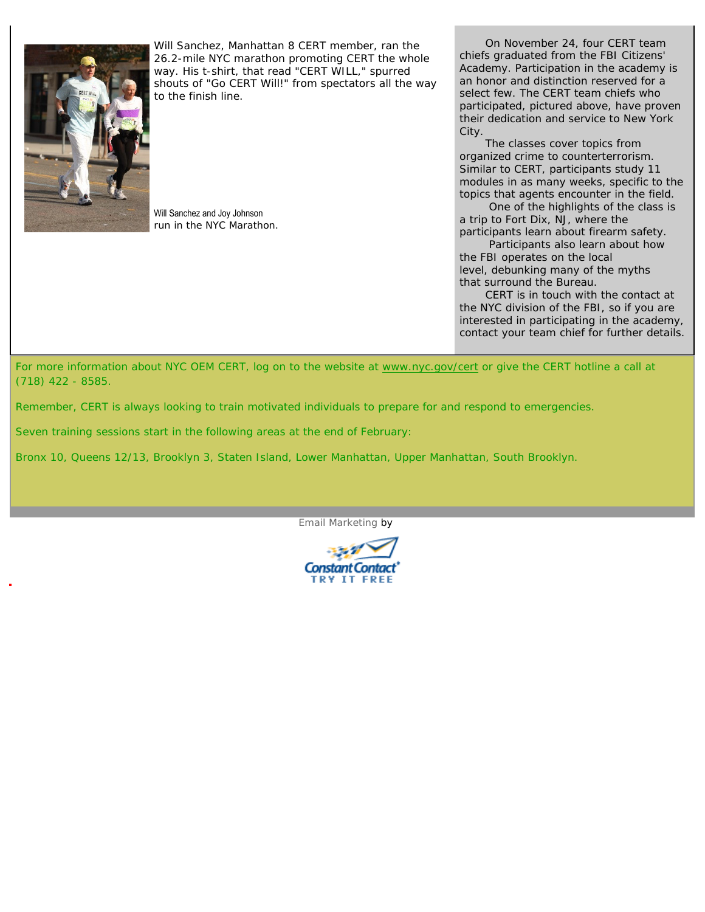Will Sanchez, Manhattan 8 CERT member, ran the 26.2-mile NYC marathon promoting CERT the whole way. His t-shirt, that read "CERT WILL," spurred shouts of "Go CERT Will!" from spectators all the way to the finish line.

Will Sanchez and Joy Johnson run in the NYC Marathon.

On November 24, four CERT team chiefs graduated from the FBI Citizens' Academy. Participation in the academy is an honor and distinction reserved for a select few. The CERT team chiefs who participated, pictured above, have proven their dedication and service to New York City.

The classes cover topics from organized crime to counterterrorism. Similar to CERT, participants study 11 modules in as many weeks, specific to the topics that agents encounter in the field.

One of the highlights of the class is a trip to Fort Dix, NJ, where the participants learn about firearm safety.

Participants also learn about how the FBI operates on the local level, debunking many of the myths that surround the Bureau.

CERT is in touch with the contact at the NYC division of the FBI, so if you are interested in participating in the academy, contact your team chief for further details.

For more information about NYC OEM CERT, log on to the website at www.nyc.gov/cert or give the CERT hotline a call at (718) 422 - 8585.

Remember, CERT is always looking to train motivated individuals to prepare for and respond to emergencies.

Seven training sessions start in the following areas at the end of February:

Bronx 10, Queens 12/13, Brooklyn 3, Staten Island, Lower Manhattan, Upper Manhattan, South Brooklyn.

Email Marketing by

Constant Contact TRY IT FREE